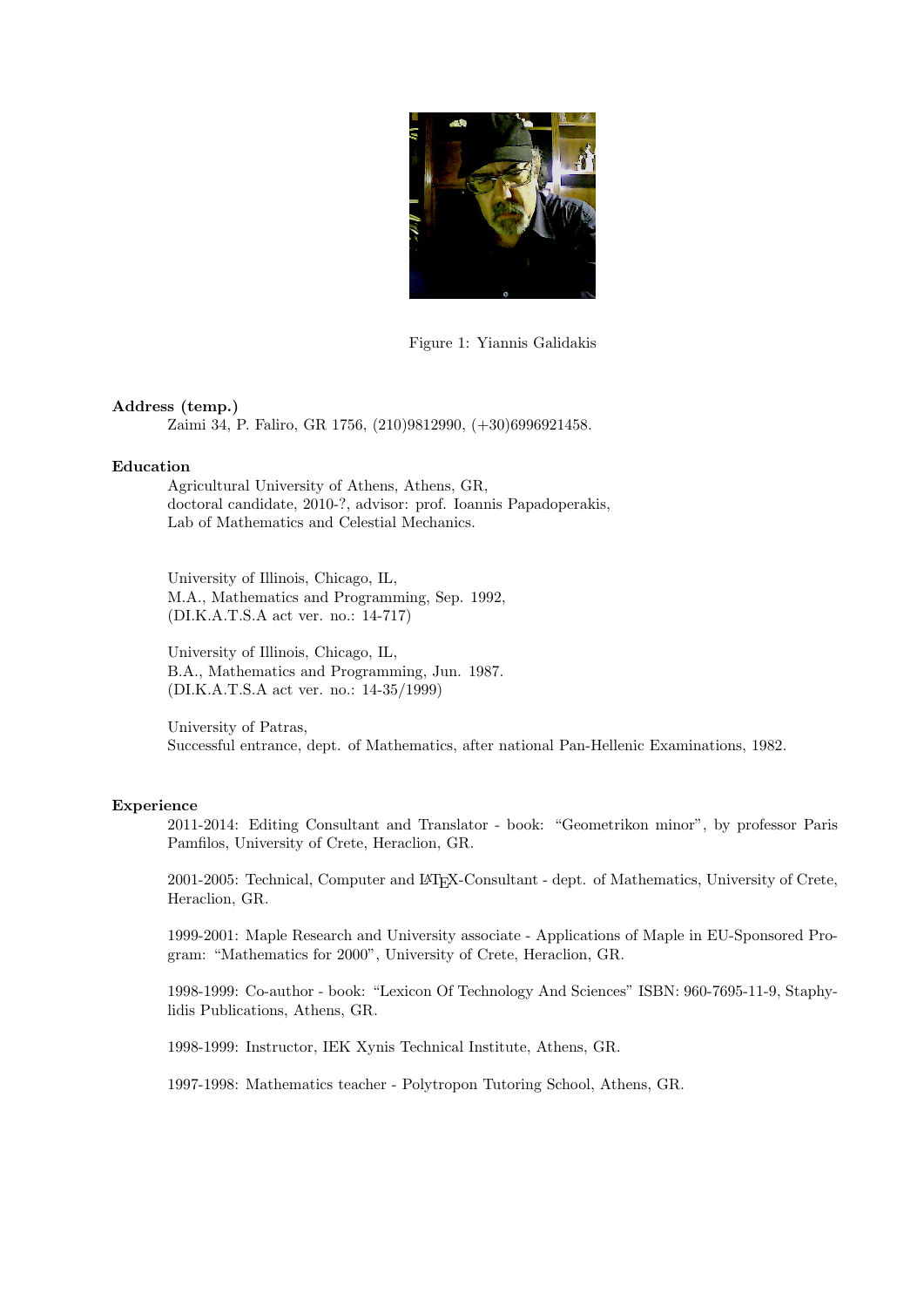Figure 1: Yiannis Galidakis

**Address (temp.)**

Zaimi 34, P. Faliro, GR 1756, (210)9812990, (+30)6996921458.

**Education**

Agricultural University of Athens, Athens, GR,
doctoral candidate, 2010-?, advisor: prof. Ioannis Papadoperakis,
Lab of Mathematics and Celestial Mechanics.

University of Illinois, Chicago, IL,
M.A., Mathematics and Programming, Sep. 1992,
(DI.K.A.T.S.A act ver. no.: 14-717)

University of Illinois, Chicago, IL,
B.A., Mathematics and Programming, Jun. 1987.
(DI.K.A.T.S.A act ver. no.: 14-35/1999)

University of Patras,
Successful entrance, dept. of Mathematics, after national Pan-Hellenic Examinations, 1982.

**Experience**

2011-2014: Editing Consultant and Translator - book: "Geometrikon minor", by professor Paris Pamfilos, University of Crete, Heraclion, GR.

2001-2005: Technical, Computer and LaTeX-Consultant - dept. of Mathematics, University of Crete, Heraclion, GR.

1999-2001: Maple Research and University associate - Applications of Maple in EU-Sponsored Program: "Mathematics for 2000", University of Crete, Heraclion, GR.

1998-1999: Co-author - book: "Lexicon Of Technology And Sciences" ISBN: 960-7695-11-9, Staphylidis Publications, Athens, GR.

1998-1999: Instructor, IEK Xynis Technical Institute, Athens, GR.

1997-1998: Mathematics teacher - Polytropon Tutoring School, Athens, GR.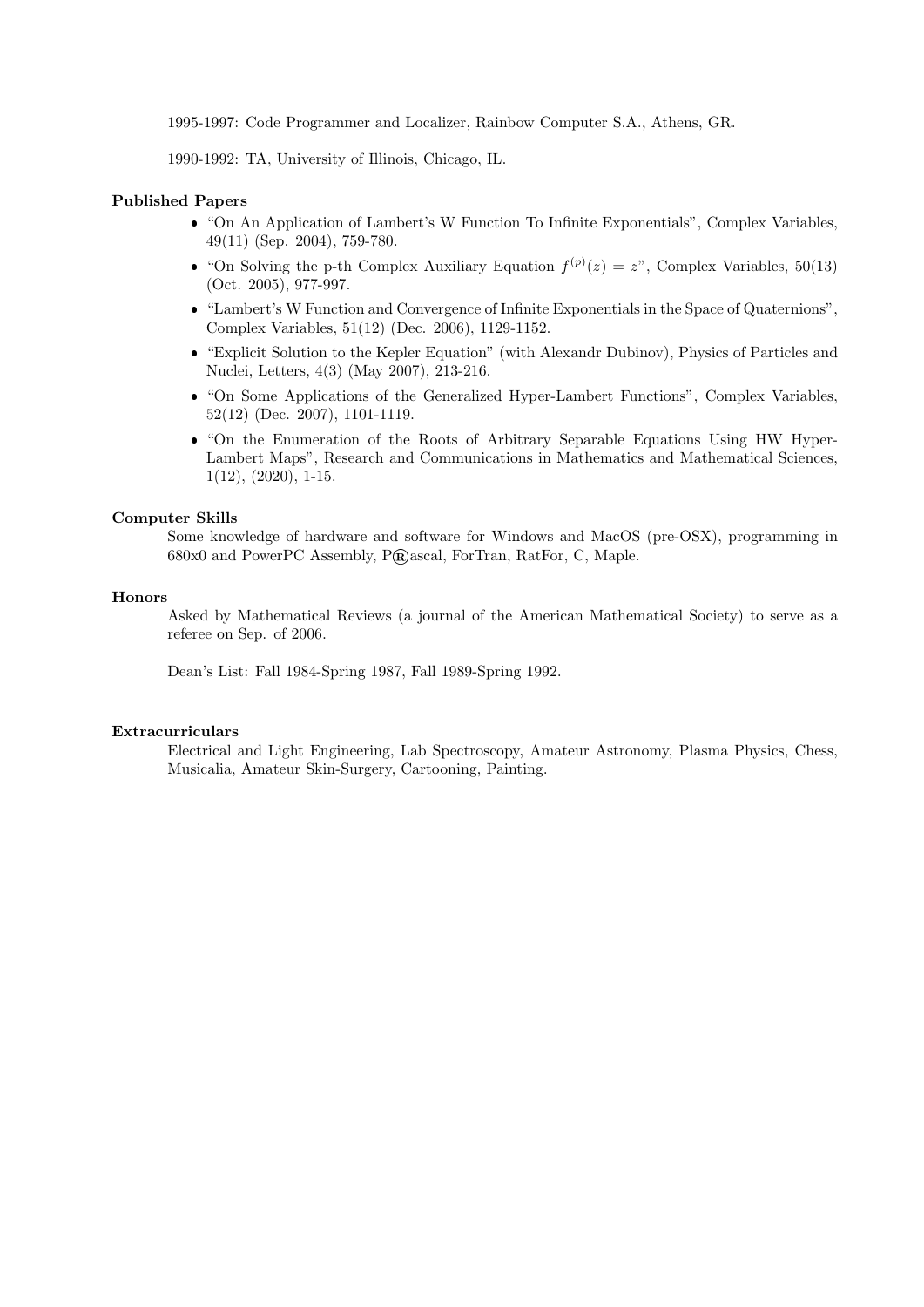1995-1997: Code Programmer and Localizer, Rainbow Computer S.A., Athens, GR.

1990-1992: TA, University of Illinois, Chicago, IL.

**Published Papers**

- "On An Application of Lambert's W Function To Infinite Exponentials", Complex Variables, 49(11) (Sep. 2004), 759-780.
- "On Solving the p-th Complex Auxiliary Equation $f^{(p)}(z) = z$", Complex Variables, 50(13) (Oct. 2005), 977-997.
- "Lambert's W Function and Convergence of Infinite Exponentials in the Space of Quaternions", Complex Variables, 51(12) (Dec. 2006), 1129-1152.
- "Explicit Solution to the Kepler Equation" (with Alexandr Dubinov), Physics of Particles and Nuclei, Letters, 4(3) (May 2007), 213-216.
- "On Some Applications of the Generalized Hyper-Lambert Functions", Complex Variables, 52(12) (Dec. 2007), 1101-1119.
- "On the Enumeration of the Roots of Arbitrary Separable Equations Using HW Hyper-Lambert Maps", Research and Communications in Mathematics and Mathematical Sciences, 1(12), (2020), 1-15.

**Computer Skills**

Some knowledge of hardware and software for Windows and MacOS (pre-OSX), programming in 680x0 and PowerPC Assembly, P®ascal, ForTran, RatFor, C, Maple.

**Honors**

Asked by Mathematical Reviews (a journal of the American Mathematical Society) to serve as a referee on Sep. of 2006.

Dean's List: Fall 1984-Spring 1987, Fall 1989-Spring 1992.

**Extracurriculars**

Electrical and Light Engineering, Lab Spectroscopy, Amateur Astronomy, Plasma Physics, Chess, Musicalia, Amateur Skin-Surgery, Cartooning, Painting.